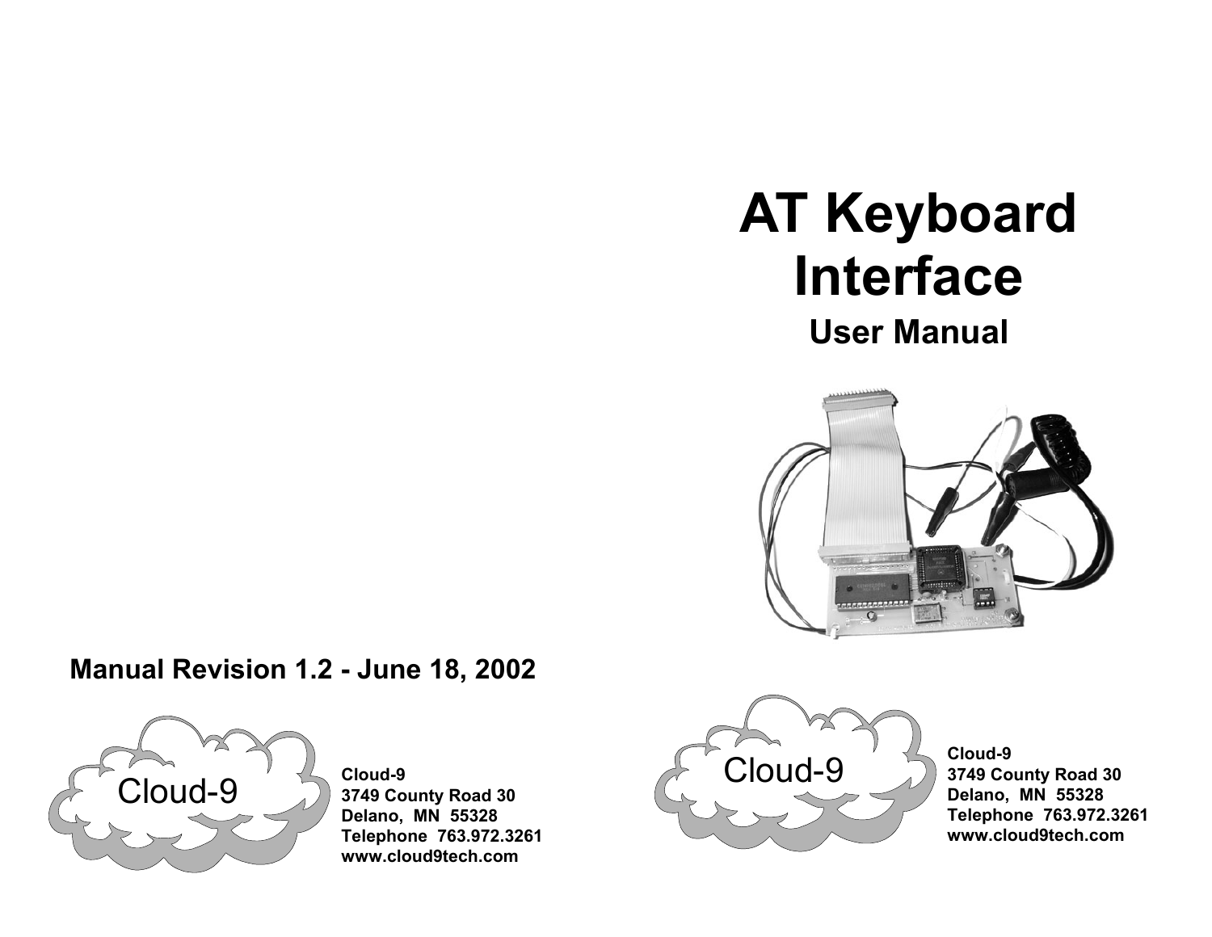# AT Keyboard Interface

## User Manual

**Manual Revision 1.2 - June 18, 2002**

Cloud-9

**Cloud-9**
**3749 County Road 30**
**Delano, MN 55328**
**Telephone 763.972.3261**
**www.cloud9tech.com**

Cloud-9

**Cloud-9**
**3749 County Road 30**
**Delano, MN 55328**
**Telephone 763.972.3261**
**www.cloud9tech.com**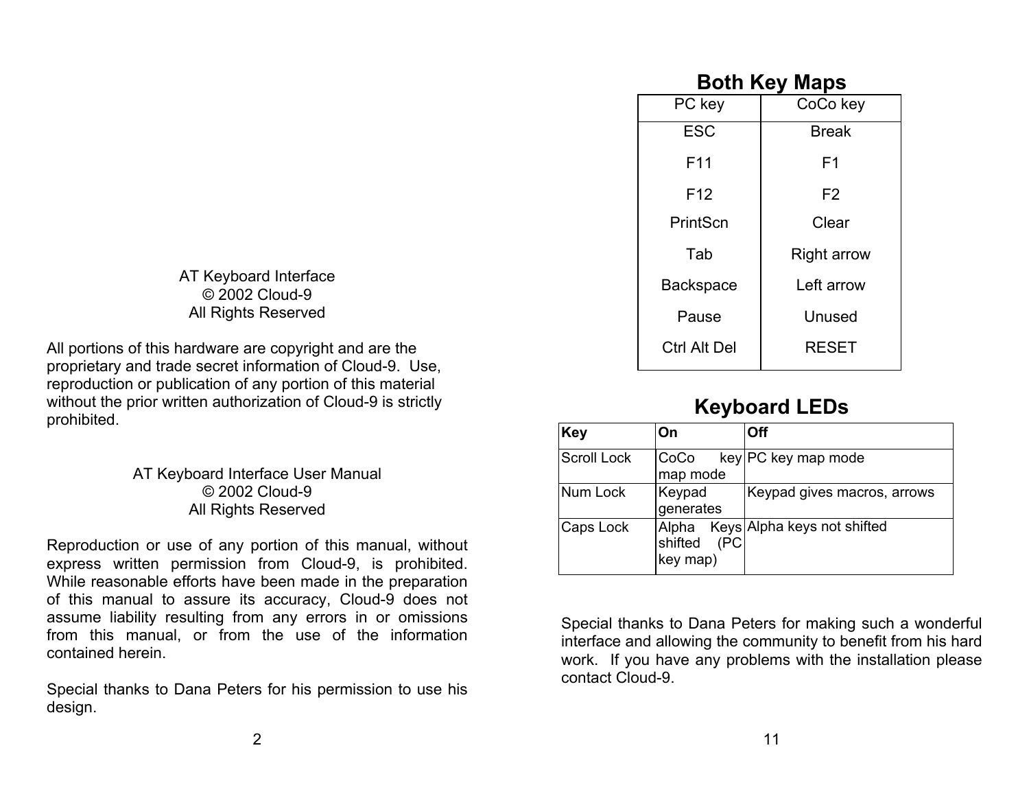AT Keyboard Interface
© 2002 Cloud-9
All Rights Reserved

All portions of this hardware are copyright and are the proprietary and trade secret information of Cloud-9. Use, reproduction or publication of any portion of this material without the prior written authorization of Cloud-9 is strictly prohibited.

AT Keyboard Interface User Manual
© 2002 Cloud-9
All Rights Reserved

Reproduction or use of any portion of this manual, without express written permission from Cloud-9, is prohibited. While reasonable efforts have been made in the preparation of this manual to assure its accuracy, Cloud-9 does not assume liability resulting from any errors in or omissions from this manual, or from the use of the information contained herein.

Special thanks to Dana Peters for his permission to use his design.

## Both Key Maps

| PC key | CoCo key |
|---|---|
| ESC | Break |
| F11 | F1 |
| F12 | F2 |
| PrintScn | Clear |
| Tab | Right arrow |
| Backspace | Left arrow |
| Pause | Unused |
| Ctrl Alt Del | RESET |

## Keyboard LEDs

| **Key** | **On** | **Off** |
|---|---|---|
| Scroll Lock | CoCo key map mode | PC key map mode |
| Num Lock | Keypad generates | Keypad gives macros, arrows |
| Caps Lock | Alpha Keys shifted (PC key map) | Alpha keys not shifted |

Special thanks to Dana Peters for making such a wonderful interface and allowing the community to benefit from his hard work. If you have any problems with the installation please contact Cloud-9.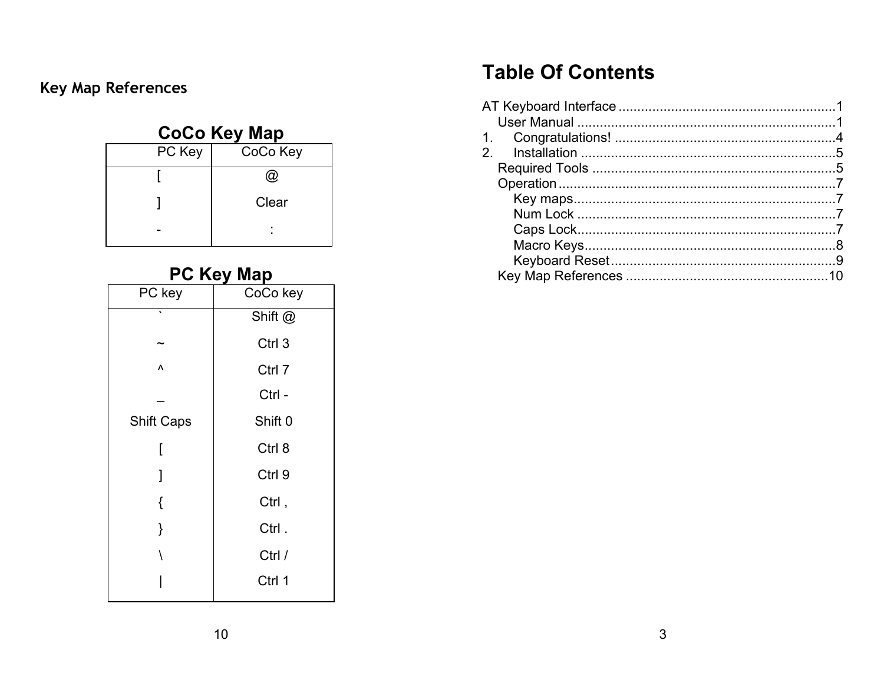## Key Map References

### CoCo Key Map

| PC Key | CoCo Key |
| --- | --- |
| [ | @ |
| ] | Clear |
| - | : |

### PC Key Map

| PC key | CoCo key |
| --- | --- |
| ` | Shift @ |
| ~ | Ctrl 3 |
| ^ | Ctrl 7 |
| _ | Ctrl - |
| Shift Caps | Shift 0 |
| [ | Ctrl 8 |
| ] | Ctrl 9 |
| { | Ctrl , |
| } | Ctrl . |
| \ | Ctrl / |
| \| | Ctrl 1 |

# Table Of Contents

AT Keyboard Interface ........................................................1
  User Manual ....................................................................1
1. Congratulations! ...........................................................4
2. Installation ....................................................................5
  Required Tools ................................................................5
  Operation .........................................................................7
    Key maps.....................................................................7
    Num Lock .....................................................................7
    Caps Lock.....................................................................7
    Macro Keys...................................................................8
    Keyboard Reset ............................................................9
  Key Map References .....................................................10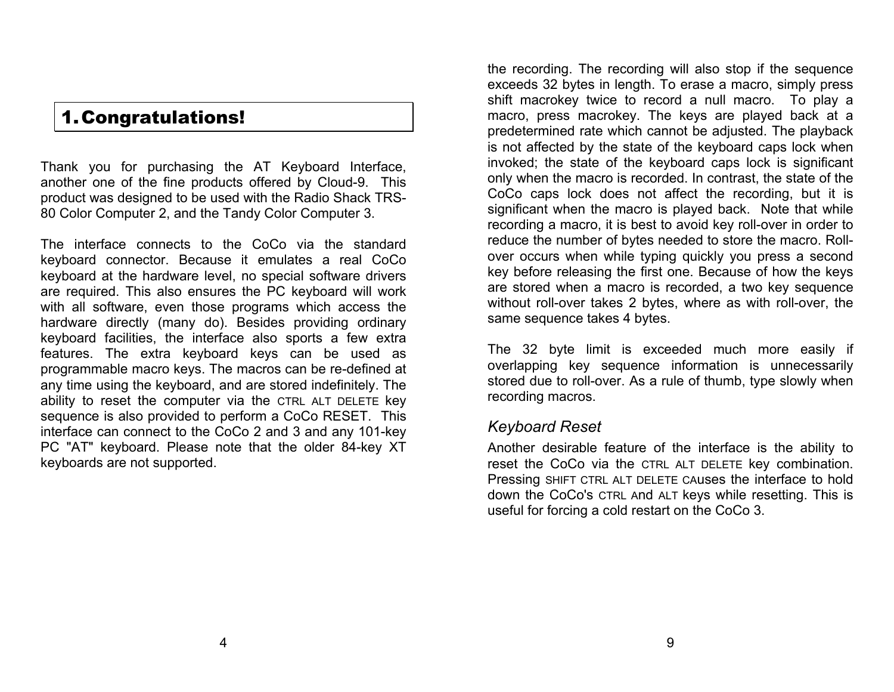# 1. Congratulations!

Thank you for purchasing the AT Keyboard Interface, another one of the fine products offered by Cloud-9. This product was designed to be used with the Radio Shack TRS-80 Color Computer 2, and the Tandy Color Computer 3.

The interface connects to the CoCo via the standard keyboard connector. Because it emulates a real CoCo keyboard at the hardware level, no special software drivers are required. This also ensures the PC keyboard will work with all software, even those programs which access the hardware directly (many do). Besides providing ordinary keyboard facilities, the interface also sports a few extra features. The extra keyboard keys can be used as programmable macro keys. The macros can be re-defined at any time using the keyboard, and are stored indefinitely. The ability to reset the computer via the CTRL ALT DELETE key sequence is also provided to perform a CoCo RESET. This interface can connect to the CoCo 2 and 3 and any 101-key PC "AT" keyboard. Please note that the older 84-key XT keyboards are not supported.

the recording. The recording will also stop if the sequence exceeds 32 bytes in length. To erase a macro, simply press shift macrokey twice to record a null macro. To play a macro, press macrokey. The keys are played back at a predetermined rate which cannot be adjusted. The playback is not affected by the state of the keyboard caps lock when invoked; the state of the keyboard caps lock is significant only when the macro is recorded. In contrast, the state of the CoCo caps lock does not affect the recording, but it is significant when the macro is played back. Note that while recording a macro, it is best to avoid key roll-over in order to reduce the number of bytes needed to store the macro. Roll-over occurs when while typing quickly you press a second key before releasing the first one. Because of how the keys are stored when a macro is recorded, a two key sequence without roll-over takes 2 bytes, where as with roll-over, the same sequence takes 4 bytes.

The 32 byte limit is exceeded much more easily if overlapping key sequence information is unnecessarily stored due to roll-over. As a rule of thumb, type slowly when recording macros.

### *Keyboard Reset*

Another desirable feature of the interface is the ability to reset the CoCo via the CTRL ALT DELETE key combination. Pressing SHIFT CTRL ALT DELETE CAuses the interface to hold down the CoCo's CTRL And ALT keys while resetting. This is useful for forcing a cold restart on the CoCo 3.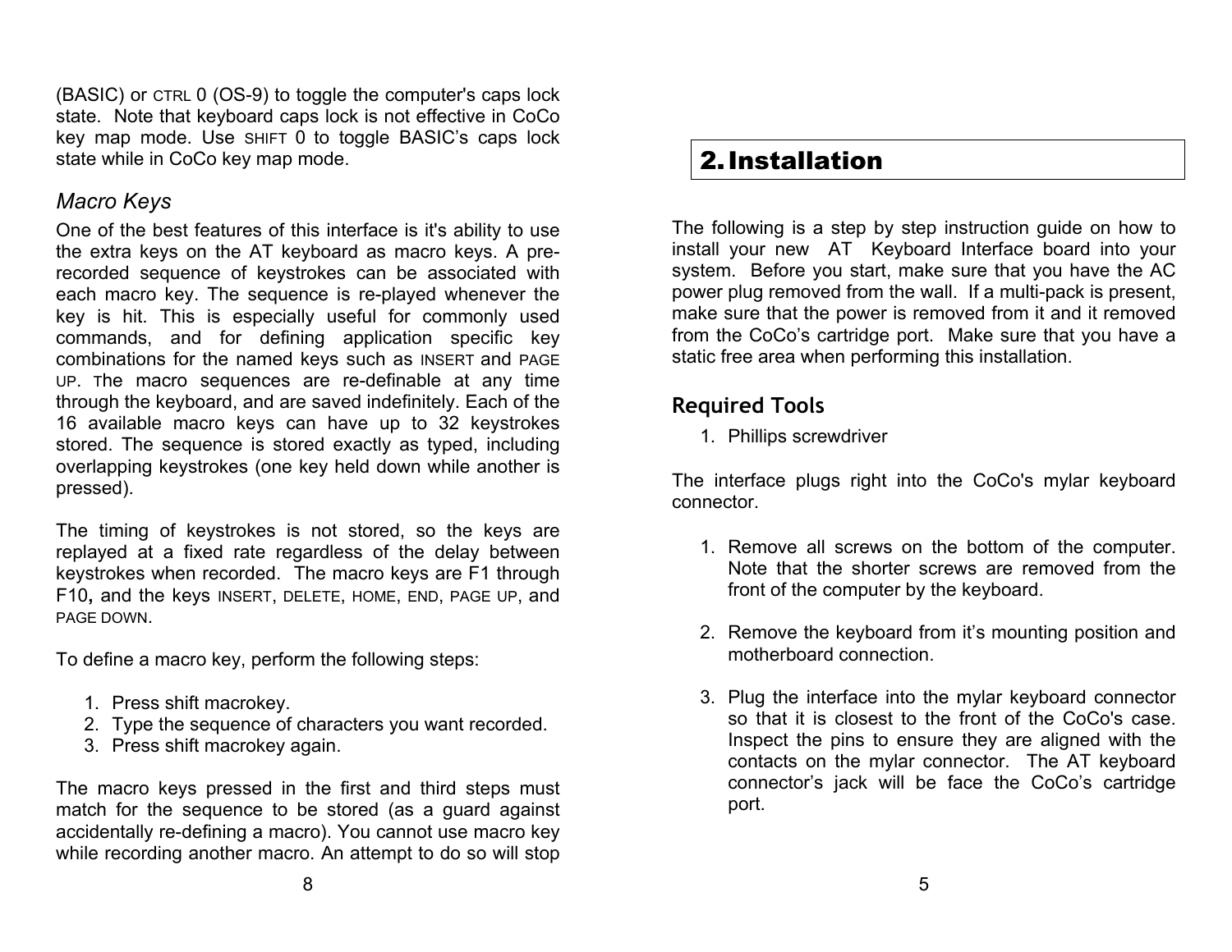(BASIC) or CTRL 0 (OS-9) to toggle the computer's caps lock state. Note that keyboard caps lock is not effective in CoCo key map mode. Use SHIFT 0 to toggle BASIC's caps lock state while in CoCo key map mode.

### *Macro Keys*

One of the best features of this interface is it's ability to use the extra keys on the AT keyboard as macro keys. A pre-recorded sequence of keystrokes can be associated with each macro key. The sequence is re-played whenever the key is hit. This is especially useful for commonly used commands, and for defining application specific key combinations for the named keys such as INSERT and PAGE UP. The macro sequences are re-definable at any time through the keyboard, and are saved indefinitely. Each of the 16 available macro keys can have up to 32 keystrokes stored. The sequence is stored exactly as typed, including overlapping keystrokes (one key held down while another is pressed).

The timing of keystrokes is not stored, so the keys are replayed at a fixed rate regardless of the delay between keystrokes when recorded. The macro keys are F1 through F10, and the keys INSERT, DELETE, HOME, END, PAGE UP, and PAGE DOWN.

To define a macro key, perform the following steps:

1. Press shift macrokey.
2. Type the sequence of characters you want recorded.
3. Press shift macrokey again.

The macro keys pressed in the first and third steps must match for the sequence to be stored (as a guard against accidentally re-defining a macro). You cannot use macro key while recording another macro. An attempt to do so will stop

## 2. Installation

The following is a step by step instruction guide on how to install your new AT Keyboard Interface board into your system. Before you start, make sure that you have the AC power plug removed from the wall. If a multi-pack is present, make sure that the power is removed from it and it removed from the CoCo's cartridge port. Make sure that you have a static free area when performing this installation.

### Required Tools

1. Phillips screwdriver

The interface plugs right into the CoCo's mylar keyboard connector.

1. Remove all screws on the bottom of the computer. Note that the shorter screws are removed from the front of the computer by the keyboard.

2. Remove the keyboard from it's mounting position and motherboard connection.

3. Plug the interface into the mylar keyboard connector so that it is closest to the front of the CoCo's case. Inspect the pins to ensure they are aligned with the contacts on the mylar connector. The AT keyboard connector's jack will be face the CoCo's cartridge port.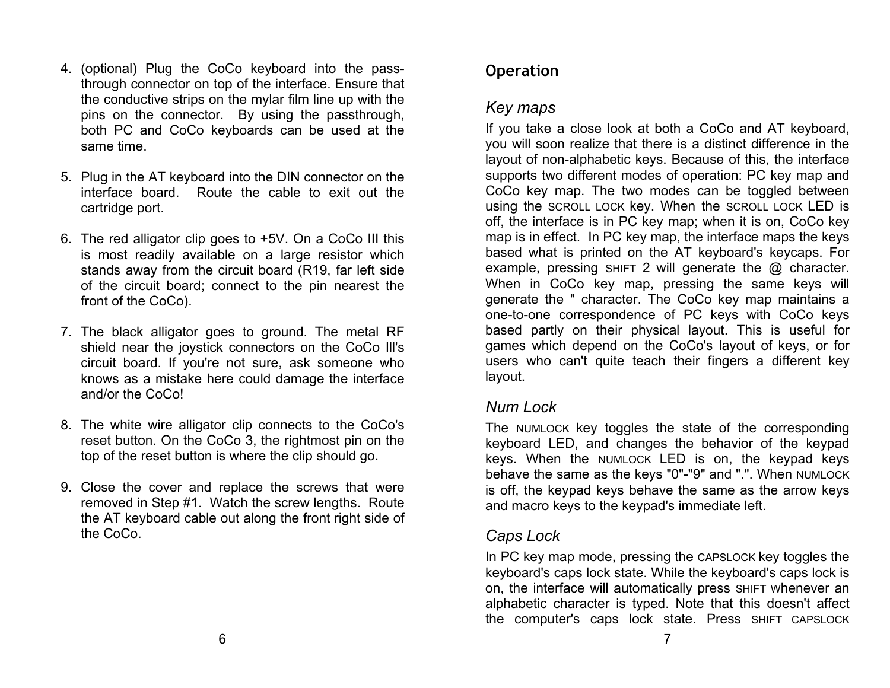4. (optional) Plug the CoCo keyboard into the pass-through connector on top of the interface. Ensure that the conductive strips on the mylar film line up with the pins on the connector. By using the passthrough, both PC and CoCo keyboards can be used at the same time.

5. Plug in the AT keyboard into the DIN connector on the interface board. Route the cable to exit out the cartridge port.

6. The red alligator clip goes to +5V. On a CoCo III this is most readily available on a large resistor which stands away from the circuit board (R19, far left side of the circuit board; connect to the pin nearest the front of the CoCo).

7. The black alligator goes to ground. The metal RF shield near the joystick connectors on the CoCo III's circuit board. If you're not sure, ask someone who knows as a mistake here could damage the interface and/or the CoCo!

8. The white wire alligator clip connects to the CoCo's reset button. On the CoCo 3, the rightmost pin on the top of the reset button is where the clip should go.

9. Close the cover and replace the screws that were removed in Step #1. Watch the screw lengths. Route the AT keyboard cable out along the front right side of the CoCo.

## Operation

### *Key maps*

If you take a close look at both a CoCo and AT keyboard, you will soon realize that there is a distinct difference in the layout of non-alphabetic keys. Because of this, the interface supports two different modes of operation: PC key map and CoCo key map. The two modes can be toggled between using the SCROLL LOCK key. When the SCROLL LOCK LED is off, the interface is in PC key map; when it is on, CoCo key map is in effect. In PC key map, the interface maps the keys based what is printed on the AT keyboard's keycaps. For example, pressing SHIFT 2 will generate the @ character. When in CoCo key map, pressing the same keys will generate the " character. The CoCo key map maintains a one-to-one correspondence of PC keys with CoCo keys based partly on their physical layout. This is useful for games which depend on the CoCo's layout of keys, or for users who can't quite teach their fingers a different key layout.

### *Num Lock*

The NUMLOCK key toggles the state of the corresponding keyboard LED, and changes the behavior of the keypad keys. When the NUMLOCK LED is on, the keypad keys behave the same as the keys "0"-"9" and ".". When NUMLOCK is off, the keypad keys behave the same as the arrow keys and macro keys to the keypad's immediate left.

### *Caps Lock*

In PC key map mode, pressing the CAPSLOCK key toggles the keyboard's caps lock state. While the keyboard's caps lock is on, the interface will automatically press SHIFT whenever an alphabetic character is typed. Note that this doesn't affect the computer's caps lock state. Press SHIFT CAPSLOCK